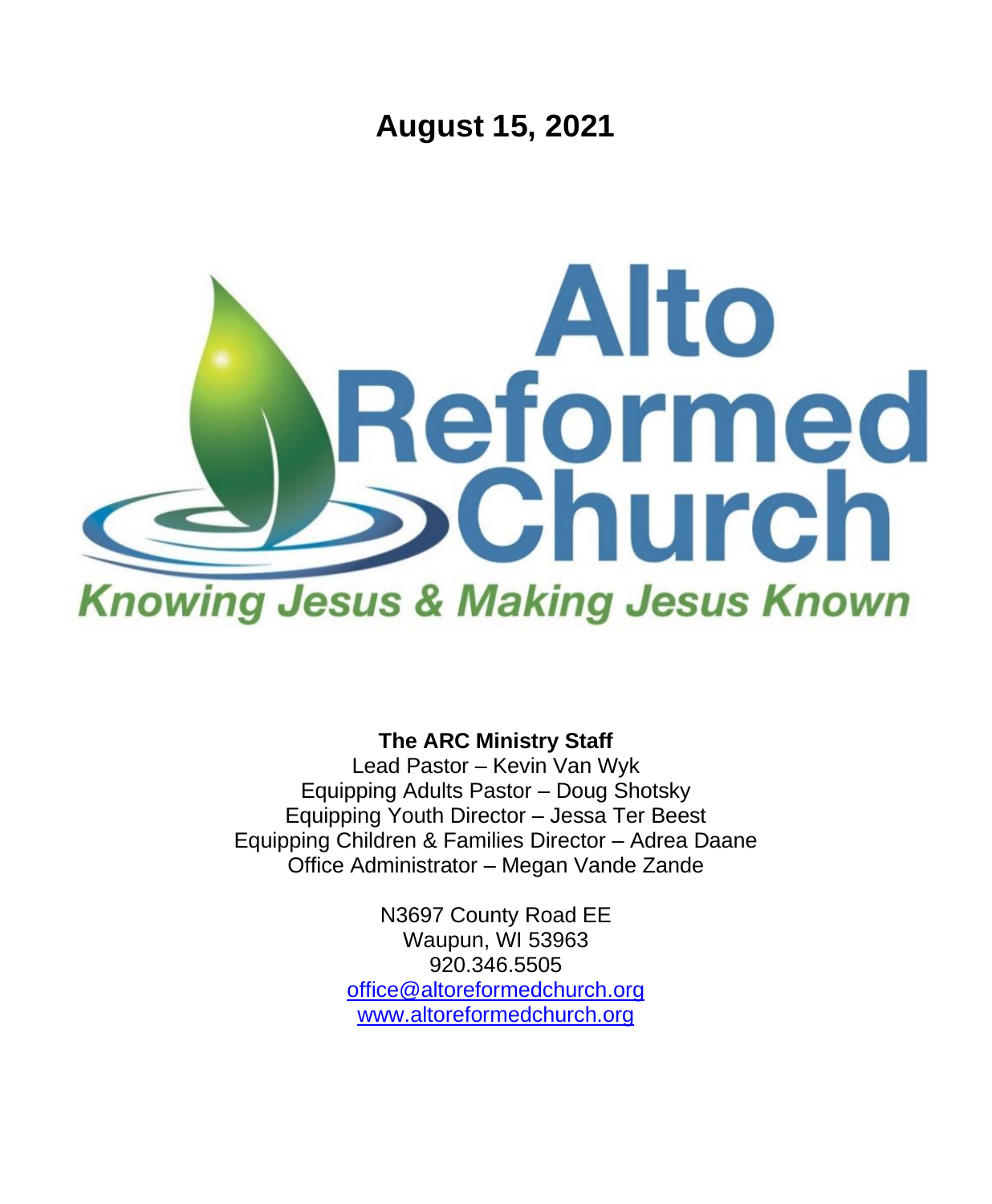# August 15, 2021

Alto Reformed Church

*Knowing Jesus & Making Jesus Known*

**The ARC Ministry Staff**

Lead Pastor – Kevin Van Wyk
Equipping Adults Pastor – Doug Shotsky
Equipping Youth Director – Jessa Ter Beest
Equipping Children & Families Director – Adrea Daane
Office Administrator – Megan Vande Zande

N3697 County Road EE
Waupun, WI 53963
920.346.5505
office@altoreformedchurch.org
www.altoreformedchurch.org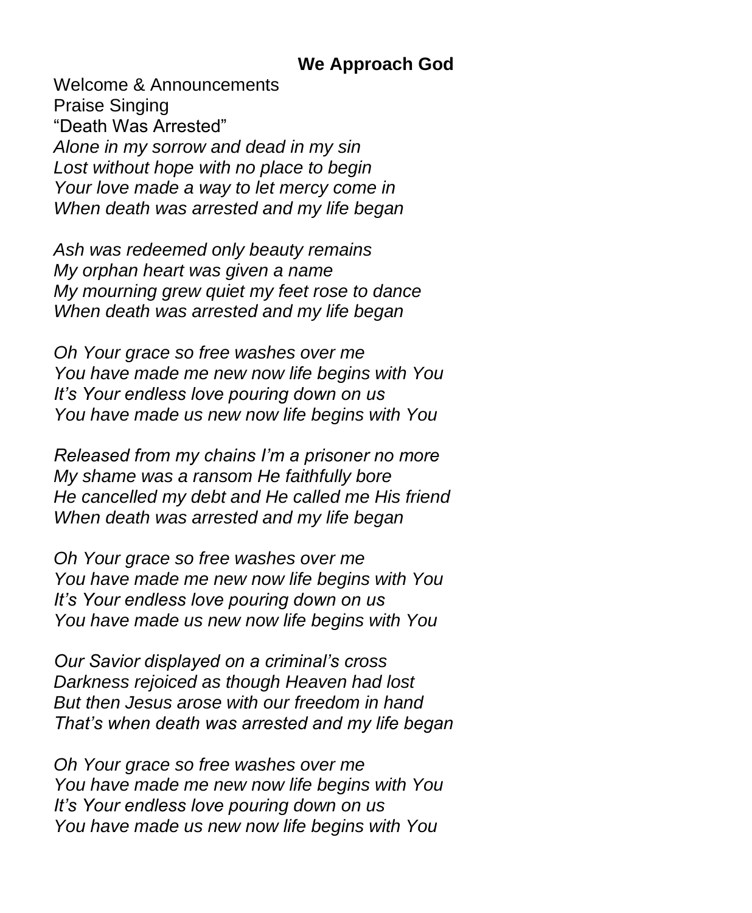## We Approach God

Welcome & Announcements
Praise Singing
"Death Was Arrested"
*Alone in my sorrow and dead in my sin*
*Lost without hope with no place to begin*
*Your love made a way to let mercy come in*
*When death was arrested and my life began*

*Ash was redeemed only beauty remains*
*My orphan heart was given a name*
*My mourning grew quiet my feet rose to dance*
*When death was arrested and my life began*

*Oh Your grace so free washes over me*
*You have made me new now life begins with You*
*It's Your endless love pouring down on us*
*You have made us new now life begins with You*

*Released from my chains I'm a prisoner no more*
*My shame was a ransom He faithfully bore*
*He cancelled my debt and He called me His friend*
*When death was arrested and my life began*

*Oh Your grace so free washes over me*
*You have made me new now life begins with You*
*It's Your endless love pouring down on us*
*You have made us new now life begins with You*

*Our Savior displayed on a criminal's cross*
*Darkness rejoiced as though Heaven had lost*
*But then Jesus arose with our freedom in hand*
*That's when death was arrested and my life began*

*Oh Your grace so free washes over me*
*You have made me new now life begins with You*
*It's Your endless love pouring down on us*
*You have made us new now life begins with You*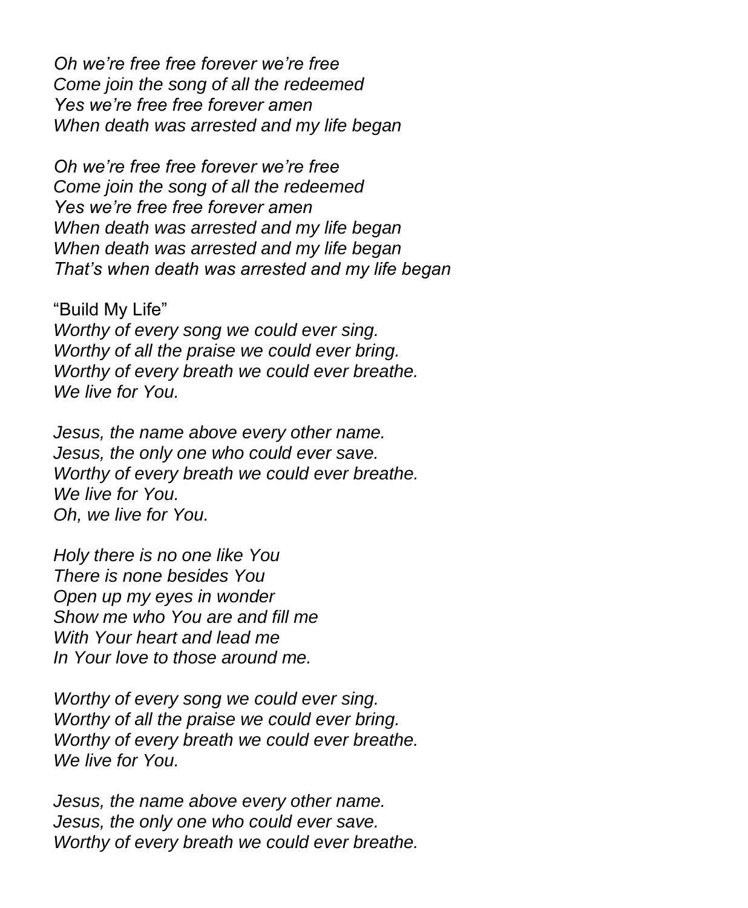*Oh we're free free forever we're free*
*Come join the song of all the redeemed*
*Yes we're free free forever amen*
*When death was arrested and my life began*

*Oh we're free free forever we're free*
*Come join the song of all the redeemed*
*Yes we're free free forever amen*
*When death was arrested and my life began*
*When death was arrested and my life began*
*That's when death was arrested and my life began*

"Build My Life"
*Worthy of every song we could ever sing.*
*Worthy of all the praise we could ever bring.*
*Worthy of every breath we could ever breathe.*
*We live for You.*

*Jesus, the name above every other name.*
*Jesus, the only one who could ever save.*
*Worthy of every breath we could ever breathe.*
*We live for You.*
*Oh, we live for You.*

*Holy there is no one like You*
*There is none besides You*
*Open up my eyes in wonder*
*Show me who You are and fill me*
*With Your heart and lead me*
*In Your love to those around me.*

*Worthy of every song we could ever sing.*
*Worthy of all the praise we could ever bring.*
*Worthy of every breath we could ever breathe.*
*We live for You.*

*Jesus, the name above every other name.*
*Jesus, the only one who could ever save.*
*Worthy of every breath we could ever breathe.*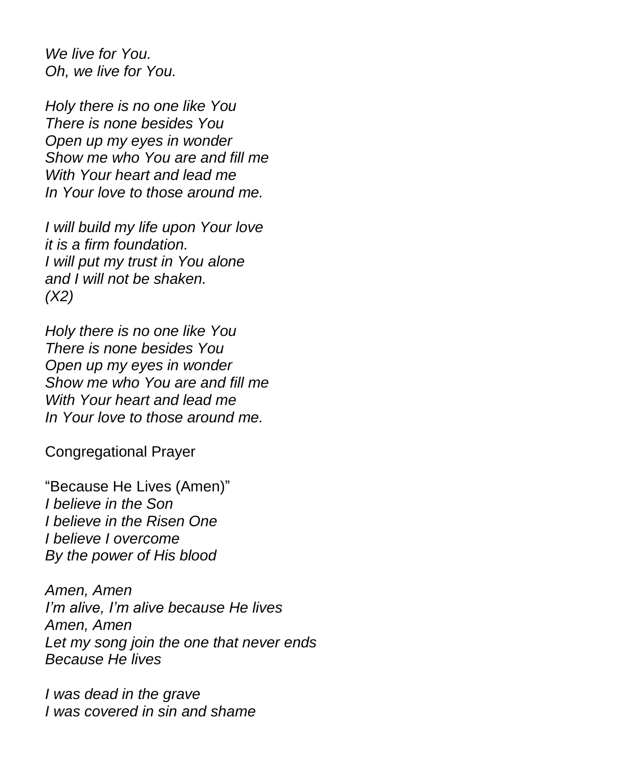*We live for You.*
*Oh, we live for You.*

*Holy there is no one like You*
*There is none besides You*
*Open up my eyes in wonder*
*Show me who You are and fill me*
*With Your heart and lead me*
*In Your love to those around me.*

*I will build my life upon Your love*
*it is a firm foundation.*
*I will put my trust in You alone*
*and I will not be shaken.*
*(X2)*

*Holy there is no one like You*
*There is none besides You*
*Open up my eyes in wonder*
*Show me who You are and fill me*
*With Your heart and lead me*
*In Your love to those around me.*

Congregational Prayer

"Because He Lives (Amen)"
*I believe in the Son*
*I believe in the Risen One*
*I believe I overcome*
*By the power of His blood*

*Amen, Amen*
*I'm alive, I'm alive because He lives*
*Amen, Amen*
*Let my song join the one that never ends*
*Because He lives*

*I was dead in the grave*
*I was covered in sin and shame*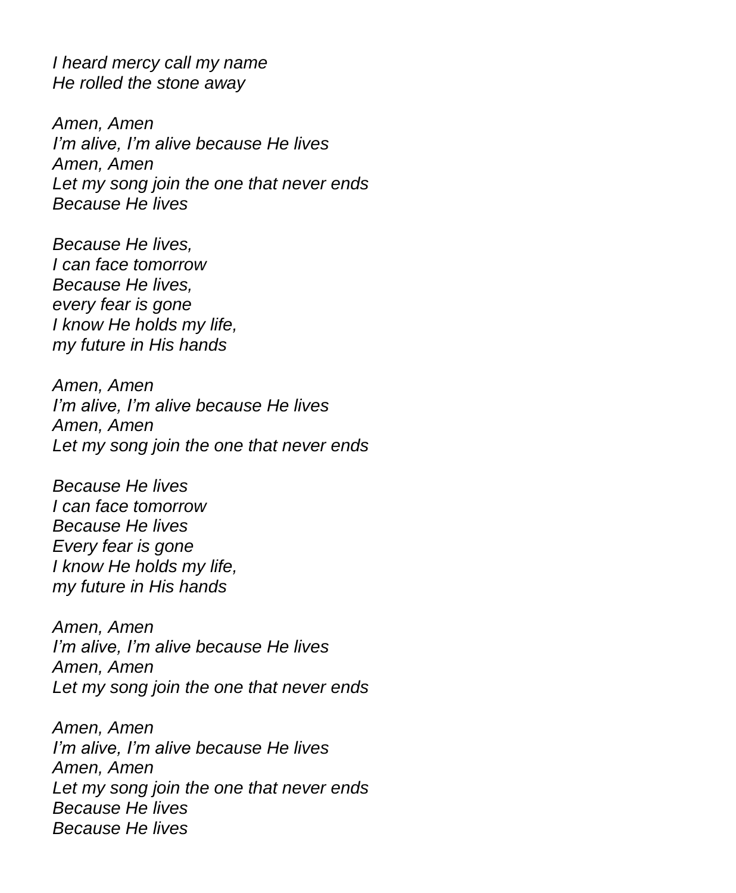*I heard mercy call my name*
*He rolled the stone away*

*Amen, Amen*
*I'm alive, I'm alive because He lives*
*Amen, Amen*
*Let my song join the one that never ends*
*Because He lives*

*Because He lives,*
*I can face tomorrow*
*Because He lives,*
*every fear is gone*
*I know He holds my life,*
*my future in His hands*

*Amen, Amen*
*I'm alive, I'm alive because He lives*
*Amen, Amen*
*Let my song join the one that never ends*

*Because He lives*
*I can face tomorrow*
*Because He lives*
*Every fear is gone*
*I know He holds my life,*
*my future in His hands*

*Amen, Amen*
*I'm alive, I'm alive because He lives*
*Amen, Amen*
*Let my song join the one that never ends*

*Amen, Amen*
*I'm alive, I'm alive because He lives*
*Amen, Amen*
*Let my song join the one that never ends*
*Because He lives*
*Because He lives*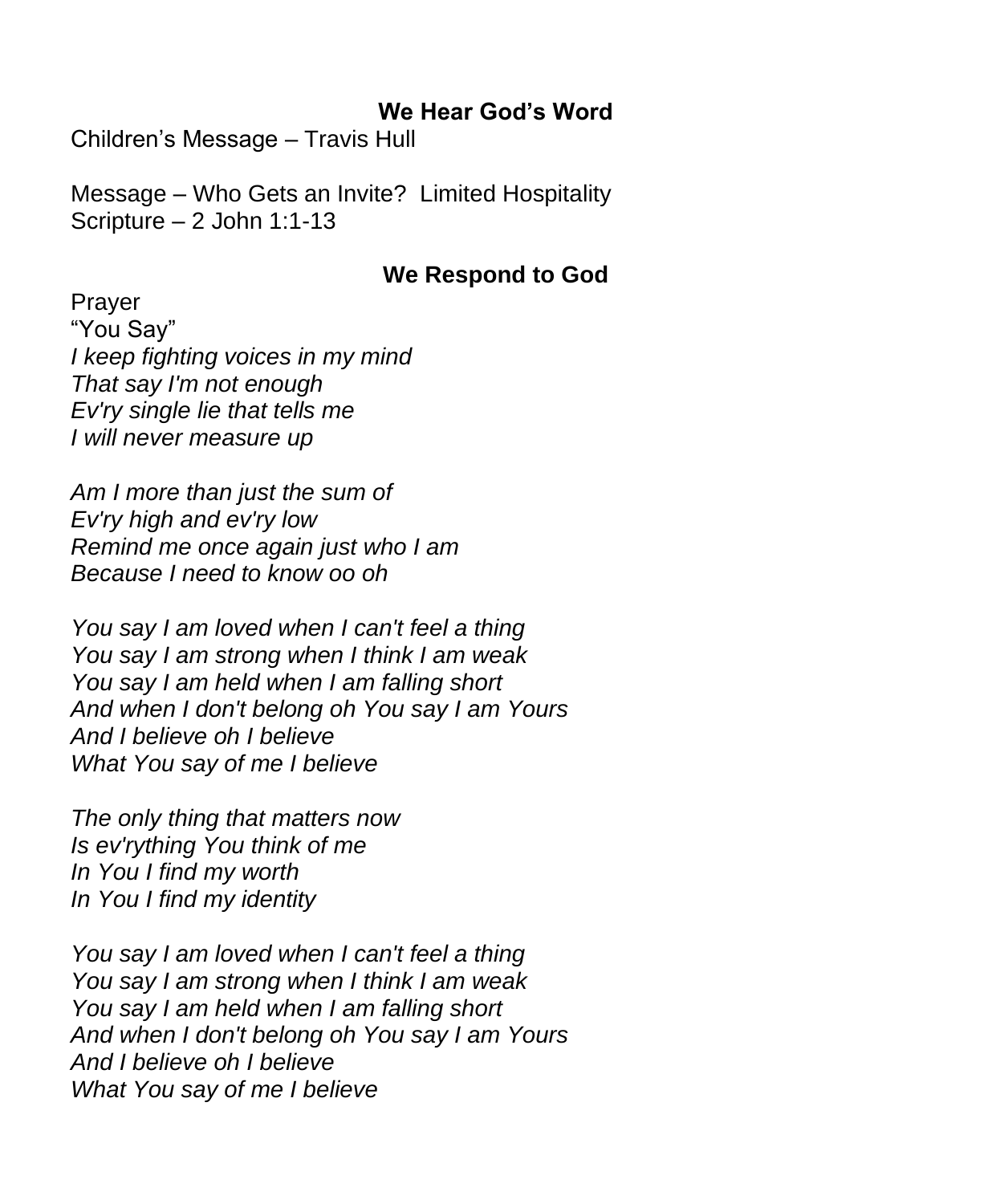## We Hear God's Word

Children's Message – Travis Hull

Message – Who Gets an Invite? Limited Hospitality
Scripture – 2 John 1:1-13

## We Respond to God

Prayer
"You Say"
*I keep fighting voices in my mind*
*That say I'm not enough*
*Ev'ry single lie that tells me*
*I will never measure up*

*Am I more than just the sum of*
*Ev'ry high and ev'ry low*
*Remind me once again just who I am*
*Because I need to know oo oh*

*You say I am loved when I can't feel a thing*
*You say I am strong when I think I am weak*
*You say I am held when I am falling short*
*And when I don't belong oh You say I am Yours*
*And I believe oh I believe*
*What You say of me I believe*

*The only thing that matters now*
*Is ev'rything You think of me*
*In You I find my worth*
*In You I find my identity*

*You say I am loved when I can't feel a thing*
*You say I am strong when I think I am weak*
*You say I am held when I am falling short*
*And when I don't belong oh You say I am Yours*
*And I believe oh I believe*
*What You say of me I believe*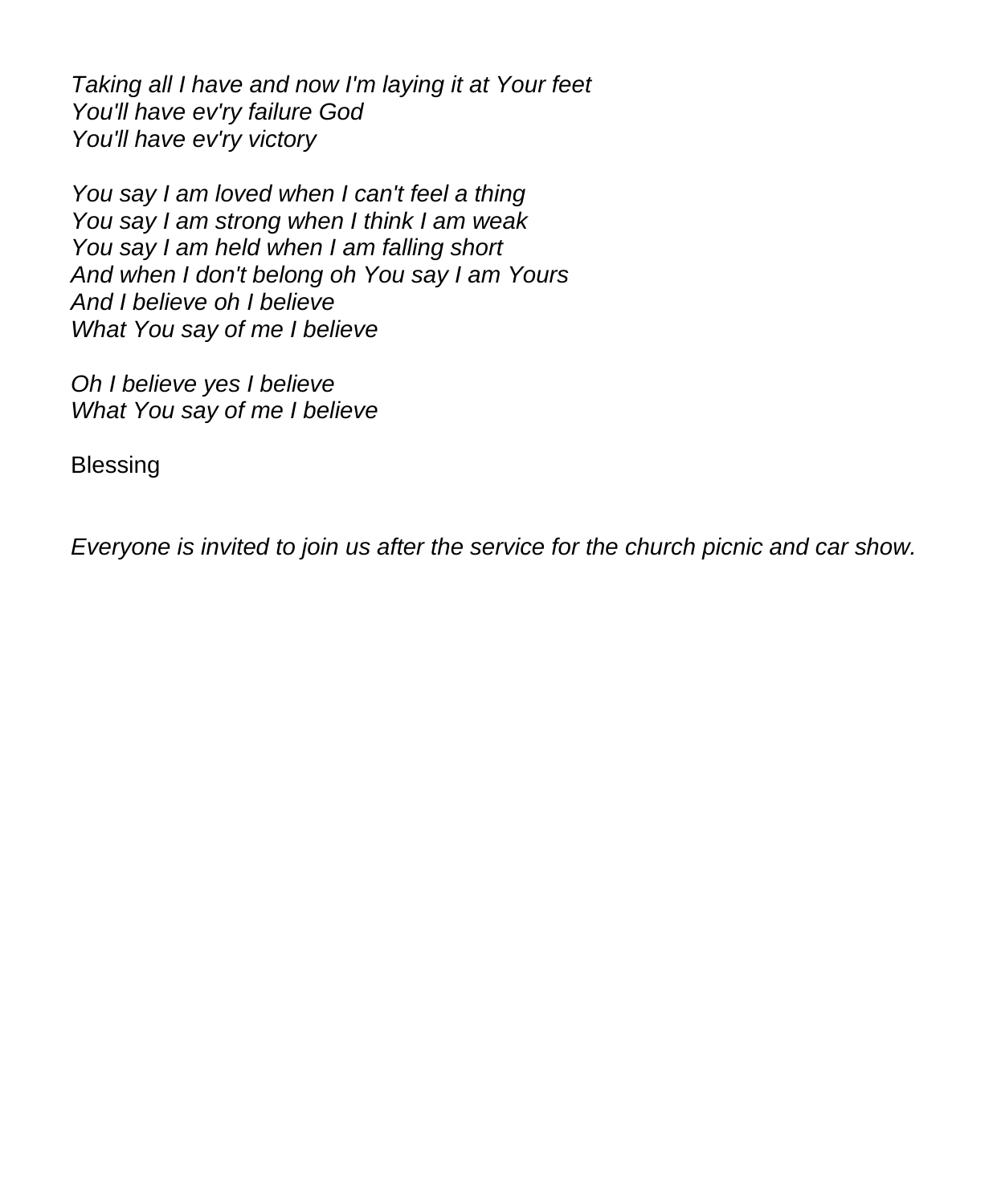*Taking all I have and now I'm laying it at Your feet*
*You'll have ev'ry failure God*
*You'll have ev'ry victory*

*You say I am loved when I can't feel a thing*
*You say I am strong when I think I am weak*
*You say I am held when I am falling short*
*And when I don't belong oh You say I am Yours*
*And I believe oh I believe*
*What You say of me I believe*

*Oh I believe yes I believe*
*What You say of me I believe*

Blessing

*Everyone is invited to join us after the service for the church picnic and car show.*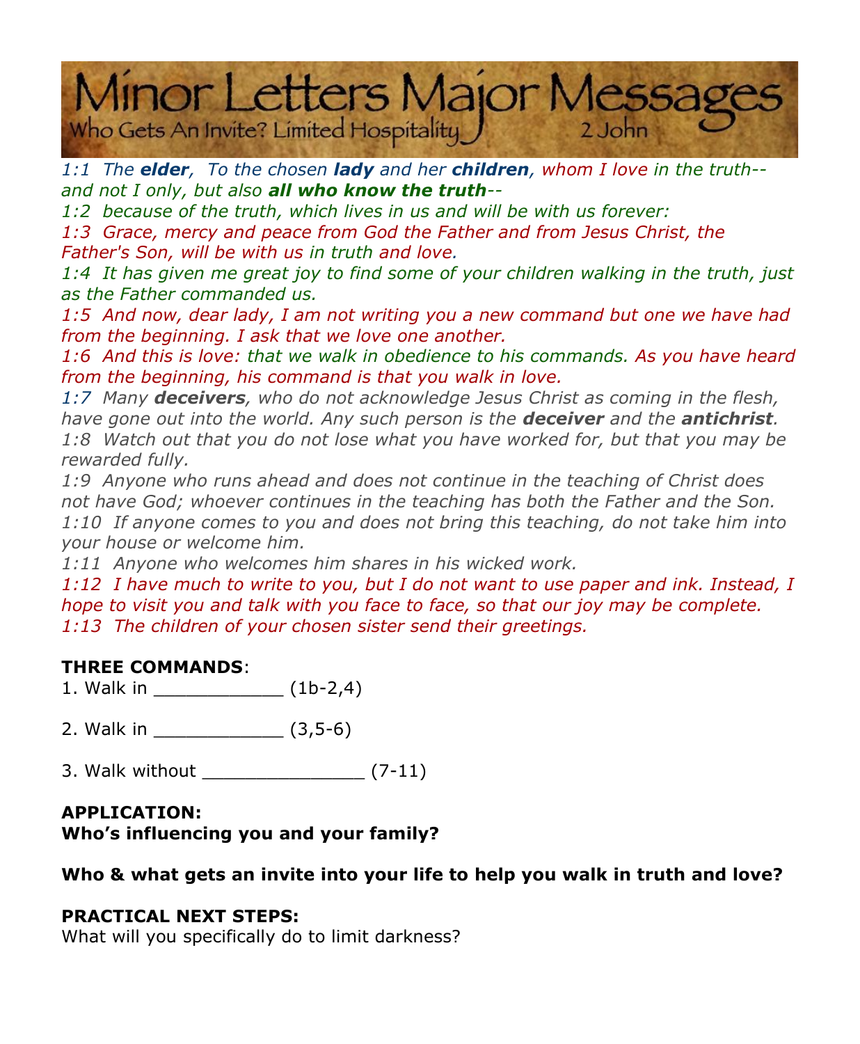# Minor Letters Major Messages

## Who Gets An Invite? Limited Hospitality — 2 John

*1:1 The **elder**, To the chosen **lady** and her **children**, whom I love in the truth--and not I only, but also **all who know the truth**--*
*1:2 because of the truth, which lives in us and will be with us forever:*
*1:3 Grace, mercy and peace from God the Father and from Jesus Christ, the Father's Son, will be with us in truth and love.*
*1:4 It has given me great joy to find some of your children walking in the truth, just as the Father commanded us.*
*1:5 And now, dear lady, I am not writing you a new command but one we have had from the beginning. I ask that we love one another.*
*1:6 And this is love: that we walk in obedience to his commands. As you have heard from the beginning, his command is that you walk in love.*
*1:7 Many **deceivers**, who do not acknowledge Jesus Christ as coming in the flesh, have gone out into the world. Any such person is the **deceiver** and the **antichrist**.*
*1:8 Watch out that you do not lose what you have worked for, but that you may be rewarded fully.*
*1:9 Anyone who runs ahead and does not continue in the teaching of Christ does not have God; whoever continues in the teaching has both the Father and the Son.*
*1:10 If anyone comes to you and does not bring this teaching, do not take him into your house or welcome him.*
*1:11 Anyone who welcomes him shares in his wicked work.*
*1:12 I have much to write to you, but I do not want to use paper and ink. Instead, I hope to visit you and talk with you face to face, so that our joy may be complete.*
*1:13 The children of your chosen sister send their greetings.*

**THREE COMMANDS**:

1. Walk in ____________ (1b-2,4)

2. Walk in ____________ (3,5-6)

3. Walk without _______________ (7-11)

**APPLICATION:**
**Who's influencing you and your family?**

**Who & what gets an invite into your life to help you walk in truth and love?**

**PRACTICAL NEXT STEPS:**
What will you specifically do to limit darkness?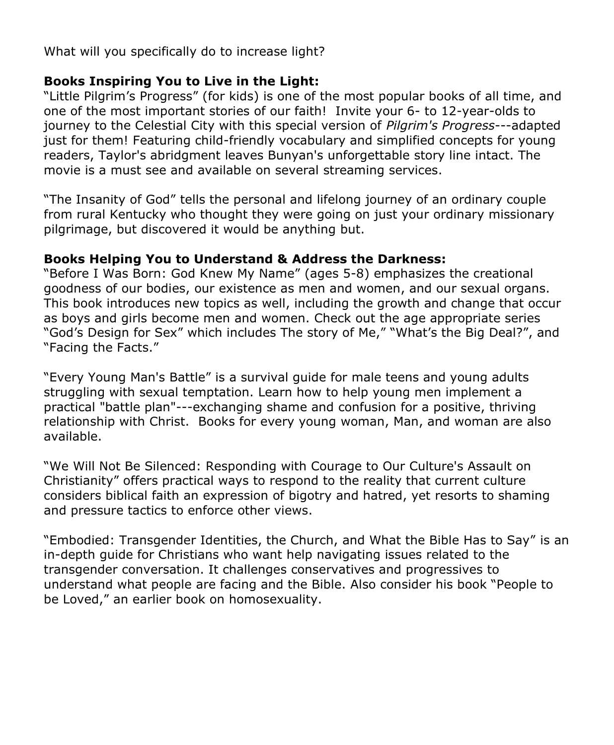What will you specifically do to increase light?

**Books Inspiring You to Live in the Light:**
"Little Pilgrim's Progress" (for kids) is one of the most popular books of all time, and one of the most important stories of our faith!  Invite your 6- to 12-year-olds to journey to the Celestial City with this special version of *Pilgrim's Progress*---adapted just for them! Featuring child-friendly vocabulary and simplified concepts for young readers, Taylor's abridgment leaves Bunyan's unforgettable story line intact. The movie is a must see and available on several streaming services.

"The Insanity of God" tells the personal and lifelong journey of an ordinary couple from rural Kentucky who thought they were going on just your ordinary missionary pilgrimage, but discovered it would be anything but.

**Books Helping You to Understand & Address the Darkness:**
"Before I Was Born: God Knew My Name" (ages 5-8) emphasizes the creational goodness of our bodies, our existence as men and women, and our sexual organs. This book introduces new topics as well, including the growth and change that occur as boys and girls become men and women. Check out the age appropriate series "God's Design for Sex" which includes The story of Me," "What's the Big Deal?", and "Facing the Facts."

"Every Young Man's Battle" is a survival guide for male teens and young adults struggling with sexual temptation. Learn how to help young men implement a practical "battle plan"---exchanging shame and confusion for a positive, thriving relationship with Christ.  Books for every young woman, Man, and woman are also available.

"We Will Not Be Silenced: Responding with Courage to Our Culture's Assault on Christianity" offers practical ways to respond to the reality that current culture considers biblical faith an expression of bigotry and hatred, yet resorts to shaming and pressure tactics to enforce other views.

"Embodied: Transgender Identities, the Church, and What the Bible Has to Say" is an in-depth guide for Christians who want help navigating issues related to the transgender conversation. It challenges conservatives and progressives to understand what people are facing and the Bible. Also consider his book "People to be Loved," an earlier book on homosexuality.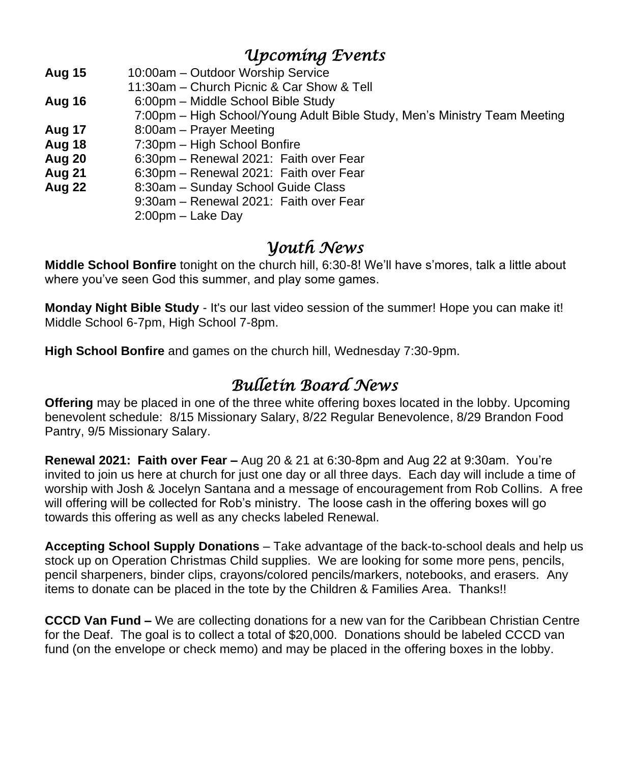## *Upcoming Events*

| | |
|---|---|
| **Aug 15** | 10:00am – Outdoor Worship Service |
| | 11:30am – Church Picnic & Car Show & Tell |
| **Aug 16** | 6:00pm – Middle School Bible Study |
| | 7:00pm – High School/Young Adult Bible Study, Men's Ministry Team Meeting |
| **Aug 17** | 8:00am – Prayer Meeting |
| **Aug 18** | 7:30pm – High School Bonfire |
| **Aug 20** | 6:30pm – Renewal 2021: Faith over Fear |
| **Aug 21** | 6:30pm – Renewal 2021: Faith over Fear |
| **Aug 22** | 8:30am – Sunday School Guide Class |
| | 9:30am – Renewal 2021: Faith over Fear |
| | 2:00pm – Lake Day |

## *Youth News*

**Middle School Bonfire** tonight on the church hill, 6:30-8! We'll have s'mores, talk a little about where you've seen God this summer, and play some games.

**Monday Night Bible Study** - It's our last video session of the summer! Hope you can make it! Middle School 6-7pm, High School 7-8pm.

**High School Bonfire** and games on the church hill, Wednesday 7:30-9pm.

## *Bulletin Board News*

**Offering** may be placed in one of the three white offering boxes located in the lobby. Upcoming benevolent schedule: 8/15 Missionary Salary, 8/22 Regular Benevolence, 8/29 Brandon Food Pantry, 9/5 Missionary Salary.

**Renewal 2021: Faith over Fear –** Aug 20 & 21 at 6:30-8pm and Aug 22 at 9:30am. You're invited to join us here at church for just one day or all three days. Each day will include a time of worship with Josh & Jocelyn Santana and a message of encouragement from Rob Collins. A free will offering will be collected for Rob's ministry. The loose cash in the offering boxes will go towards this offering as well as any checks labeled Renewal.

**Accepting School Supply Donations** – Take advantage of the back-to-school deals and help us stock up on Operation Christmas Child supplies. We are looking for some more pens, pencils, pencil sharpeners, binder clips, crayons/colored pencils/markers, notebooks, and erasers. Any items to donate can be placed in the tote by the Children & Families Area. Thanks!!

**CCCD Van Fund –** We are collecting donations for a new van for the Caribbean Christian Centre for the Deaf. The goal is to collect a total of $20,000. Donations should be labeled CCCD van fund (on the envelope or check memo) and may be placed in the offering boxes in the lobby.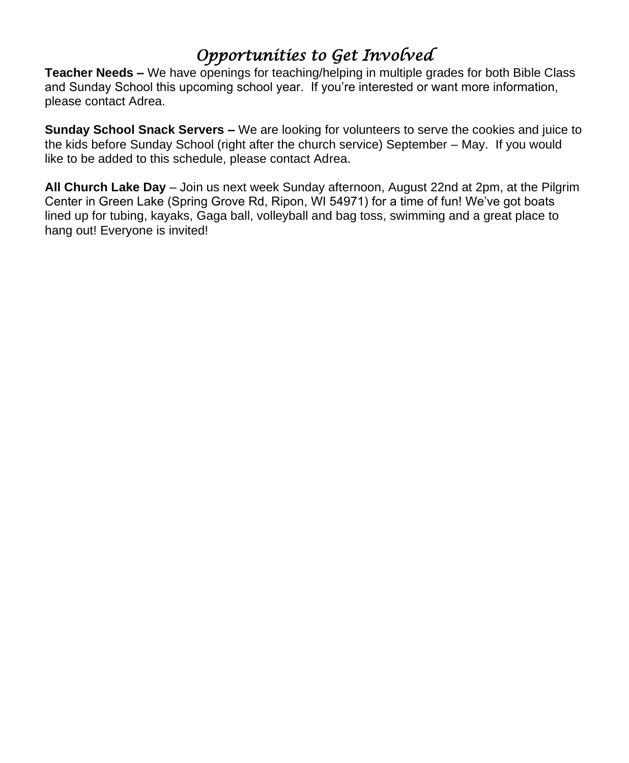# *Opportunities to Get Involved*

**Teacher Needs –** We have openings for teaching/helping in multiple grades for both Bible Class and Sunday School this upcoming school year. If you're interested or want more information, please contact Adrea.

**Sunday School Snack Servers –** We are looking for volunteers to serve the cookies and juice to the kids before Sunday School (right after the church service) September – May. If you would like to be added to this schedule, please contact Adrea.

**All Church Lake Day** – Join us next week Sunday afternoon, August 22nd at 2pm, at the Pilgrim Center in Green Lake (Spring Grove Rd, Ripon, WI 54971) for a time of fun! We've got boats lined up for tubing, kayaks, Gaga ball, volleyball and bag toss, swimming and a great place to hang out! Everyone is invited!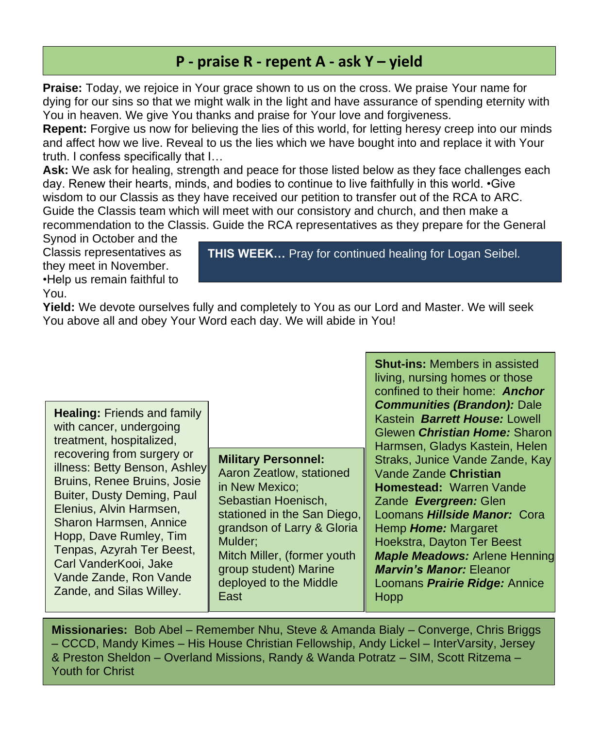## P - praise R - repent A - ask Y – yield

**Praise:** Today, we rejoice in Your grace shown to us on the cross. We praise Your name for dying for our sins so that we might walk in the light and have assurance of spending eternity with You in heaven. We give You thanks and praise for Your love and forgiveness.

**Repent:** Forgive us now for believing the lies of this world, for letting heresy creep into our minds and affect how we live. Reveal to us the lies which we have bought into and replace it with Your truth. I confess specifically that I…

**Ask:** We ask for healing, strength and peace for those listed below as they face challenges each day. Renew their hearts, minds, and bodies to continue to live faithfully in this world. •Give wisdom to our Classis as they have received our petition to transfer out of the RCA to ARC. Guide the Classis team which will meet with our consistory and church, and then make a recommendation to the Classis. Guide the RCA representatives as they prepare for the General Synod in October and the Classis representatives as they meet in November. •Help us remain faithful to You.

**THIS WEEK…** Pray for continued healing for Logan Seibel.

**Yield:** We devote ourselves fully and completely to You as our Lord and Master. We will seek You above all and obey Your Word each day. We will abide in You!

**Healing:** Friends and family with cancer, undergoing treatment, hospitalized, recovering from surgery or illness: Betty Benson, Ashley Bruins, Renee Bruins, Josie Buiter, Dusty Deming, Paul Elenius, Alvin Harmsen, Sharon Harmsen, Annice Hopp, Dave Rumley, Tim Tenpas, Azyrah Ter Beest, Carl VanderKooi, Jake Vande Zande, Ron Vande Zande, and Silas Willey.

**Military Personnel:**
Aaron Zeatlow, stationed in New Mexico;
Sebastian Hoenisch, stationed in the San Diego, grandson of Larry & Gloria Mulder;
Mitch Miller, (former youth group student) Marine deployed to the Middle East

**Shut-ins:** Members in assisted living, nursing homes or those confined to their home: ***Anchor Communities (Brandon):*** Dale Kastein ***Barrett House:*** Lowell Glewen ***Christian Home:*** Sharon Harmsen, Gladys Kastein, Helen Straks, Junice Vande Zande, Kay Vande Zande **Christian Homestead:** Warren Vande Zande ***Evergreen:*** Glen Loomans ***Hillside Manor:*** Cora Hemp ***Home:*** Margaret Hoekstra, Dayton Ter Beest ***Maple Meadows:*** Arlene Henning ***Marvin's Manor:*** Eleanor Loomans ***Prairie Ridge:*** Annice Hopp

**Missionaries:** Bob Abel – Remember Nhu, Steve & Amanda Bialy – Converge, Chris Briggs – CCCD, Mandy Kimes – His House Christian Fellowship, Andy Lickel – InterVarsity, Jersey & Preston Sheldon – Overland Missions, Randy & Wanda Potratz – SIM, Scott Ritzema – Youth for Christ